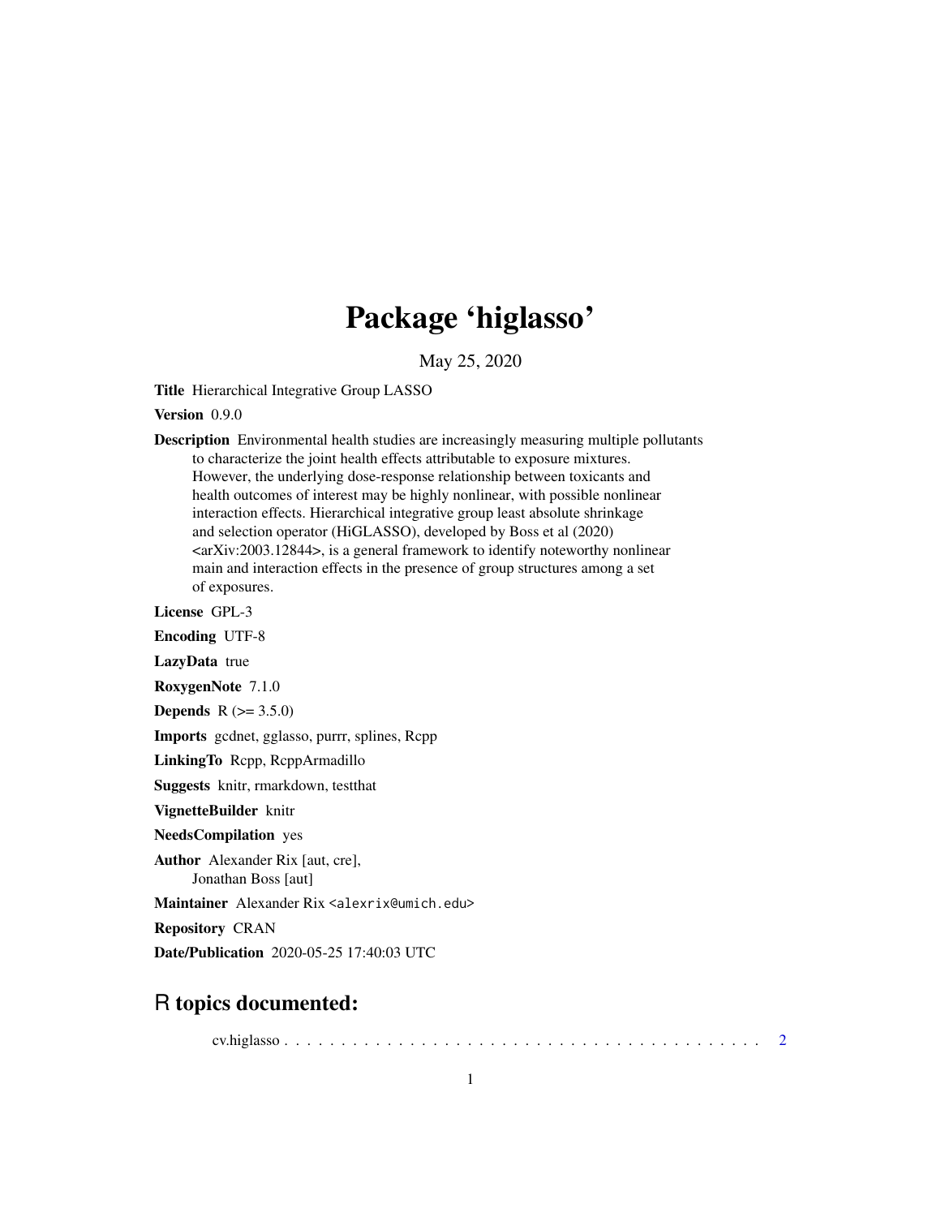# Package 'higlasso'

May 25, 2020

**Title** Hierarchical Integrative Group LASSO

**Version** 0.9.0

**Description** Environmental health studies are increasingly measuring multiple pollutants to characterize the joint health effects attributable to exposure mixtures. However, the underlying dose-response relationship between toxicants and health outcomes of interest may be highly nonlinear, with possible nonlinear interaction effects. Hierarchical integrative group least absolute shrinkage and selection operator (HiGLASSO), developed by Boss et al (2020) <arXiv:2003.12844>, is a general framework to identify noteworthy nonlinear main and interaction effects in the presence of group structures among a set of exposures.

**License** GPL-3

**Encoding** UTF-8

**LazyData** true

**RoxygenNote** 7.1.0

**Depends** R (>= 3.5.0)

**Imports** gcdnet, gglasso, purrr, splines, Rcpp

**LinkingTo** Rcpp, RcppArmadillo

**Suggests** knitr, rmarkdown, testthat

**VignetteBuilder** knitr

**NeedsCompilation** yes

**Author** Alexander Rix [aut, cre], Jonathan Boss [aut]

**Maintainer** Alexander Rix <alexrix@umich.edu>

**Repository** CRAN

**Date/Publication** 2020-05-25 17:40:03 UTC

## R topics documented:

cv.higlasso . . . . . . . . . . . . . . . . . . . . . . . . . . . . . . . . . . . . . . . . . . 2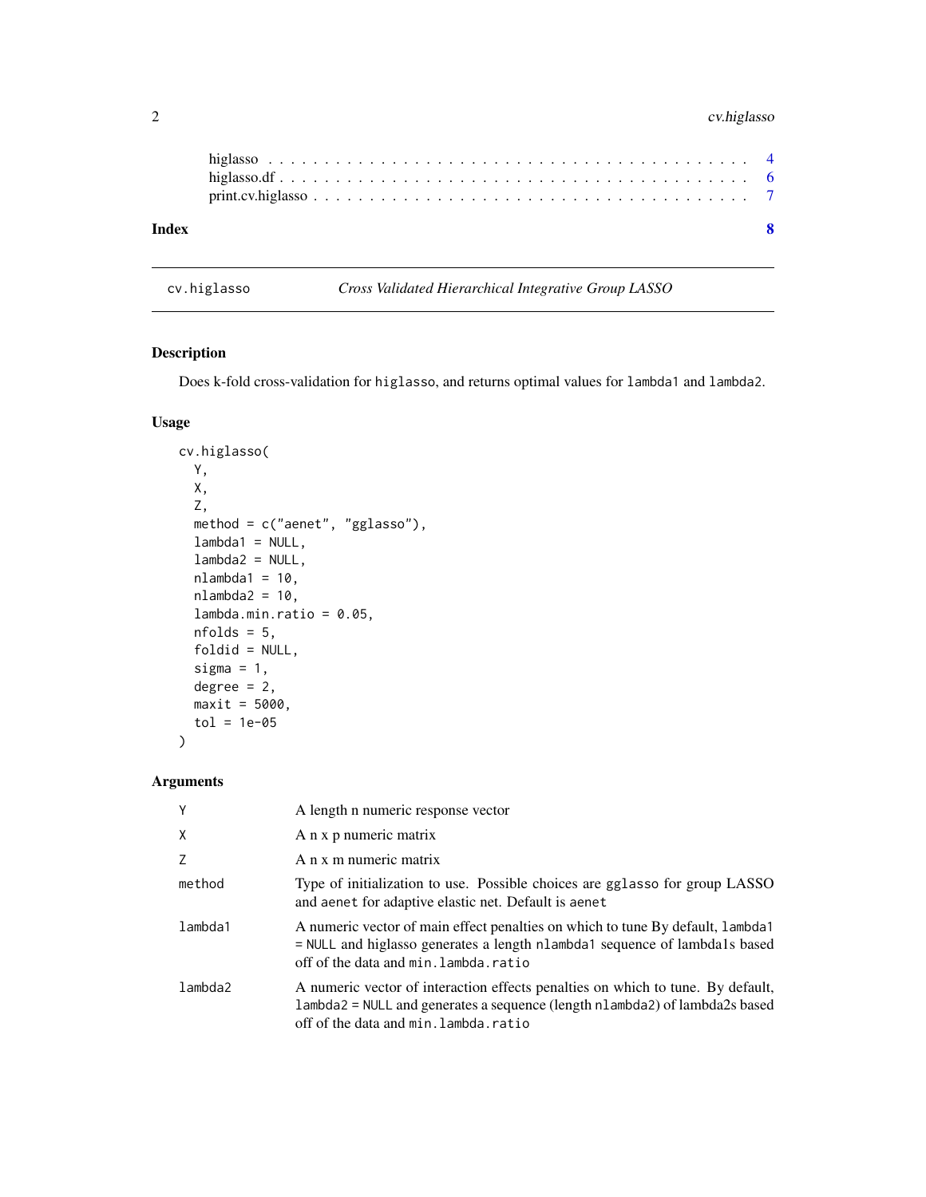| | |
|---|---|
| higlasso | 4 |
| higlasso.df | 6 |
| print.cv.higlasso | 7 |

**Index** **8**

---

## cv.higlasso — *Cross Validated Hierarchical Integrative Group LASSO*

### Description

Does k-fold cross-validation for `higlasso`, and returns optimal values for `lambda1` and `lambda2`.

### Usage

```
cv.higlasso(
  Y,
  X,
  Z,
  method = c("aenet", "gglasso"),
  lambda1 = NULL,
  lambda2 = NULL,
  nlambda1 = 10,
  nlambda2 = 10,
  lambda.min.ratio = 0.05,
  nfolds = 5,
  foldid = NULL,
  sigma = 1,
  degree = 2,
  maxit = 5000,
  tol = 1e-05
)
```

### Arguments

| | |
|---|---|
| `Y` | A length n numeric response vector |
| `X` | A n x p numeric matrix |
| `Z` | A n x m numeric matrix |
| `method` | Type of initialization to use. Possible choices are `gglasso` for group LASSO and `aenet` for adaptive elastic net. Default is `aenet` |
| `lambda1` | A numeric vector of main effect penalties on which to tune By default, `lambda1 = NULL` and higlasso generates a length `nlambda1` sequence of lambda1s based off of the data and `min.lambda.ratio` |
| `lambda2` | A numeric vector of interaction effects penalties on which to tune. By default, `lambda2 = NULL` and generates a sequence (length `nlambda2`) of lambda2s based off of the data and `min.lambda.ratio` |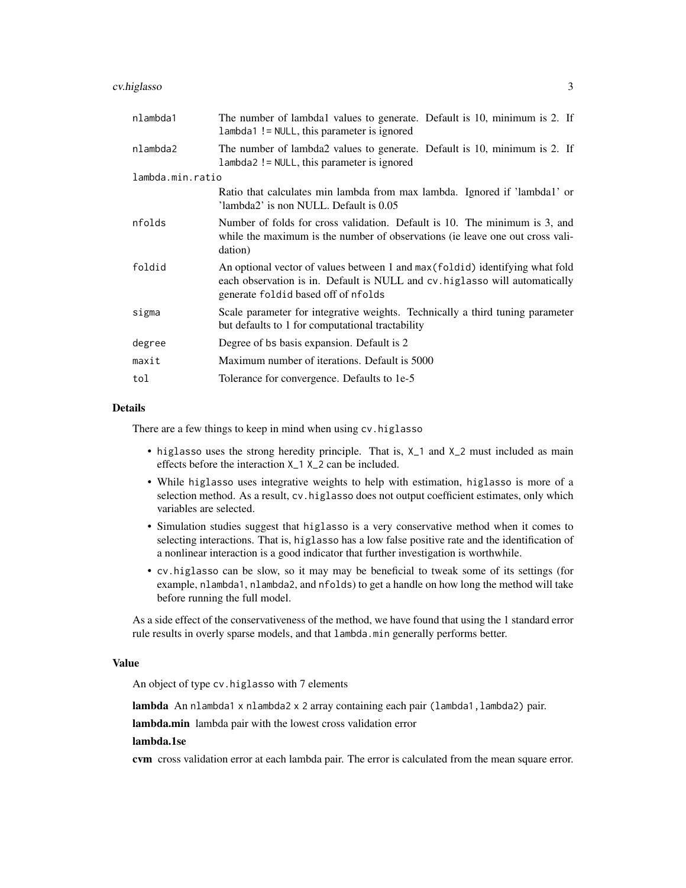| | |
|---|---|
| `nlambda1` | The number of lambda1 values to generate. Default is 10, minimum is 2. If `lambda1 != NULL`, this parameter is ignored |
| `nlambda2` | The number of lambda2 values to generate. Default is 10, minimum is 2. If `lambda2 != NULL`, this parameter is ignored |
| `lambda.min.ratio` | Ratio that calculates min lambda from max lambda. Ignored if 'lambda1' or 'lambda2' is non NULL. Default is 0.05 |
| `nfolds` | Number of folds for cross validation. Default is 10. The minimum is 3, and while the maximum is the number of observations (ie leave one out cross validation) |
| `foldid` | An optional vector of values between 1 and `max(foldid)` identifying what fold each observation is in. Default is NULL and `cv.higlasso` will automatically generate `foldid` based off of `nfolds` |
| `sigma` | Scale parameter for integrative weights. Technically a third tuning parameter but defaults to 1 for computational tractability |
| `degree` | Degree of `bs` basis expansion. Default is 2 |
| `maxit` | Maximum number of iterations. Default is 5000 |
| `tol` | Tolerance for convergence. Defaults to 1e-5 |

## Details

There are a few things to keep in mind when using `cv.higlasso`

- `higlasso` uses the strong heredity principle. That is, `X_1` and `X_2` must included as main effects before the interaction `X_1 X_2` can be included.
- While `higlasso` uses integrative weights to help with estimation, `higlasso` is more of a selection method. As a result, `cv.higlasso` does not output coefficient estimates, only which variables are selected.
- Simulation studies suggest that `higlasso` is a very conservative method when it comes to selecting interactions. That is, `higlasso` has a low false positive rate and the identification of a nonlinear interaction is a good indicator that further investigation is worthwhile.
- `cv.higlasso` can be slow, so it may may be beneficial to tweak some of its settings (for example, `nlambda1`, `nlambda2`, and `nfolds`) to get a handle on how long the method will take before running the full model.

As a side effect of the conservativeness of the method, we have found that using the 1 standard error rule results in overly sparse models, and that `lambda.min` generally performs better.

## Value

An object of type `cv.higlasso` with 7 elements

**lambda** An `nlambda1 x nlambda2 x 2` array containing each pair `(lambda1, lambda2)` pair.

**lambda.min** lambda pair with the lowest cross validation error

**lambda.1se**

**cvm** cross validation error at each lambda pair. The error is calculated from the mean square error.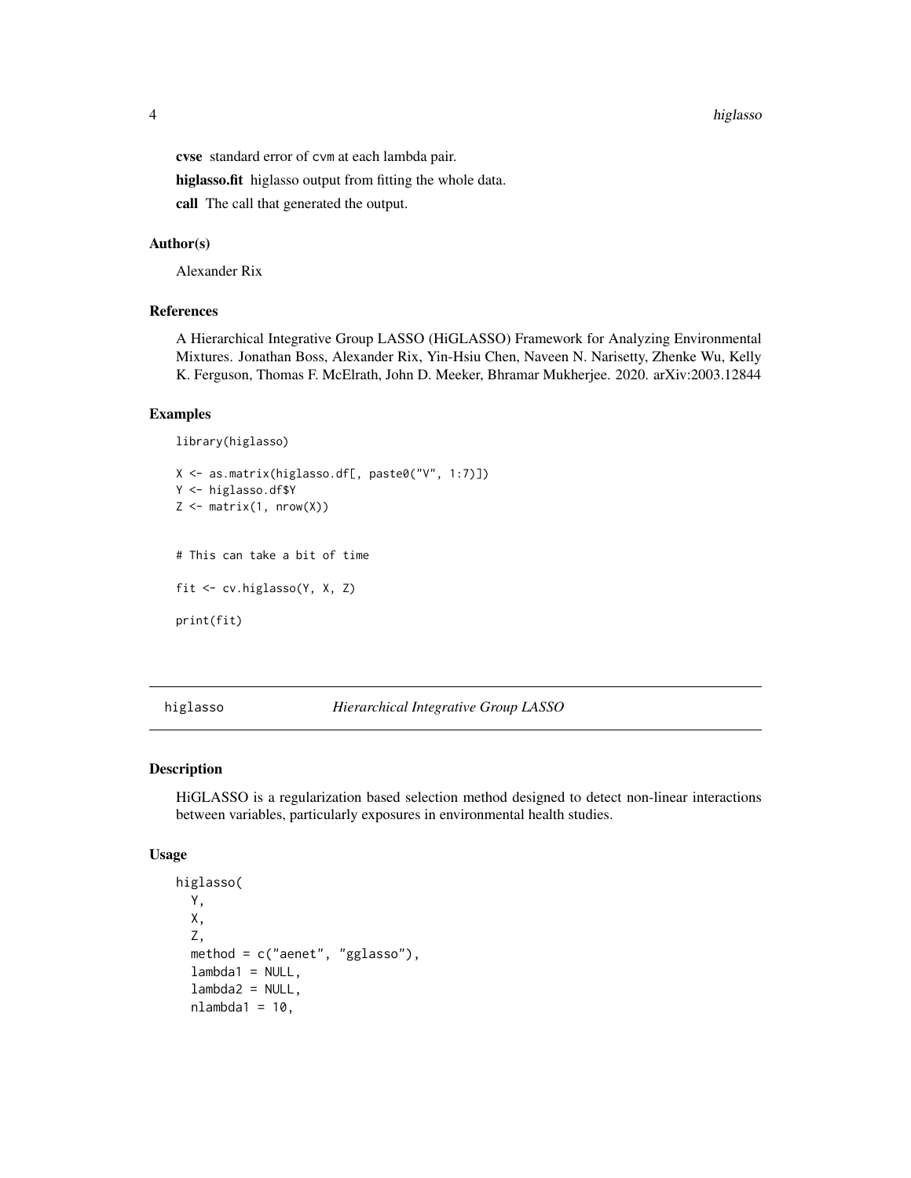**cvse** standard error of cvm at each lambda pair.

**higlasso.fit** higlasso output from fitting the whole data.

**call** The call that generated the output.

### Author(s)

Alexander Rix

### References

A Hierarchical Integrative Group LASSO (HiGLASSO) Framework for Analyzing Environmental Mixtures. Jonathan Boss, Alexander Rix, Yin-Hsiu Chen, Naveen N. Narisetty, Zhenke Wu, Kelly K. Ferguson, Thomas F. McElrath, John D. Meeker, Bhramar Mukherjee. 2020. arXiv:2003.12844

### Examples

```
library(higlasso)

X <- as.matrix(higlasso.df[, paste0("V", 1:7)])
Y <- higlasso.df$Y
Z <- matrix(1, nrow(X))


# This can take a bit of time

fit <- cv.higlasso(Y, X, Z)

print(fit)
```

---

## higlasso — *Hierarchical Integrative Group LASSO*

### Description

HiGLASSO is a regularization based selection method designed to detect non-linear interactions between variables, particularly exposures in environmental health studies.

### Usage

```
higlasso(
  Y,
  X,
  Z,
  method = c("aenet", "gglasso"),
  lambda1 = NULL,
  lambda2 = NULL,
  nlambda1 = 10,
```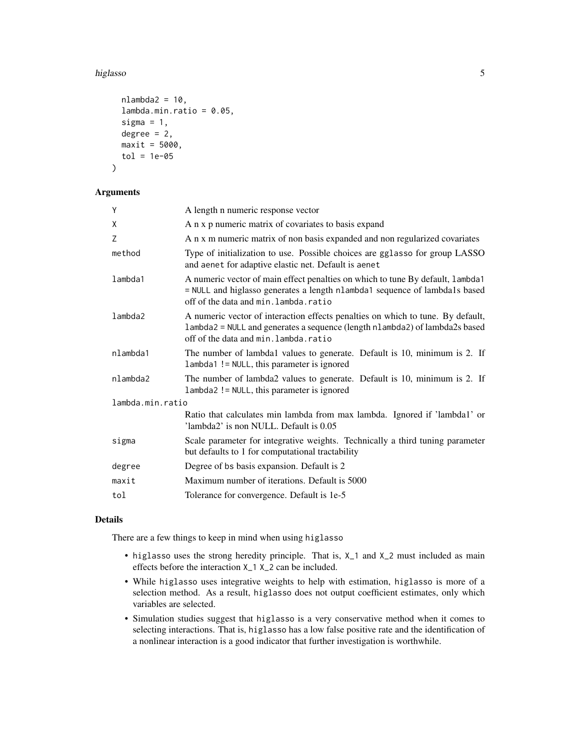```
  nlambda2 = 10,
  lambda.min.ratio = 0.05,
  sigma = 1,
  degree = 2,
  maxit = 5000,
  tol = 1e-05
)
```

### Arguments

| Argument | Description |
|---|---|
| `Y` | A length n numeric response vector |
| `X` | A n x p numeric matrix of covariates to basis expand |
| `Z` | A n x m numeric matrix of non basis expanded and non regularized covariates |
| `method` | Type of initialization to use. Possible choices are `gglasso` for group LASSO and `aenet` for adaptive elastic net. Default is `aenet` |
| `lambda1` | A numeric vector of main effect penalties on which to tune By default, `lambda1 = NULL` and higlasso generates a length `nlambda1` sequence of lambda1s based off of the data and `min.lambda.ratio` |
| `lambda2` | A numeric vector of interaction effects penalties on which to tune. By default, `lambda2 = NULL` and generates a sequence (length `nlambda2`) of lambda2s based off of the data and `min.lambda.ratio` |
| `nlambda1` | The number of lambda1 values to generate. Default is 10, minimum is 2. If `lambda1 != NULL`, this parameter is ignored |
| `nlambda2` | The number of lambda2 values to generate. Default is 10, minimum is 2. If `lambda2 != NULL`, this parameter is ignored |
| `lambda.min.ratio` | Ratio that calculates min lambda from max lambda. Ignored if 'lambda1' or 'lambda2' is non NULL. Default is 0.05 |
| `sigma` | Scale parameter for integrative weights. Technically a third tuning parameter but defaults to 1 for computational tractability |
| `degree` | Degree of `bs` basis expansion. Default is 2 |
| `maxit` | Maximum number of iterations. Default is 5000 |
| `tol` | Tolerance for convergence. Default is 1e-5 |

### Details

There are a few things to keep in mind when using `higlasso`

- `higlasso` uses the strong heredity principle. That is, `X_1` and `X_2` must included as main effects before the interaction `X_1 X_2` can be included.
- While `higlasso` uses integrative weights to help with estimation, `higlasso` is more of a selection method. As a result, `higlasso` does not output coefficient estimates, only which variables are selected.
- Simulation studies suggest that `higlasso` is a very conservative method when it comes to selecting interactions. That is, `higlasso` has a low false positive rate and the identification of a nonlinear interaction is a good indicator that further investigation is worthwhile.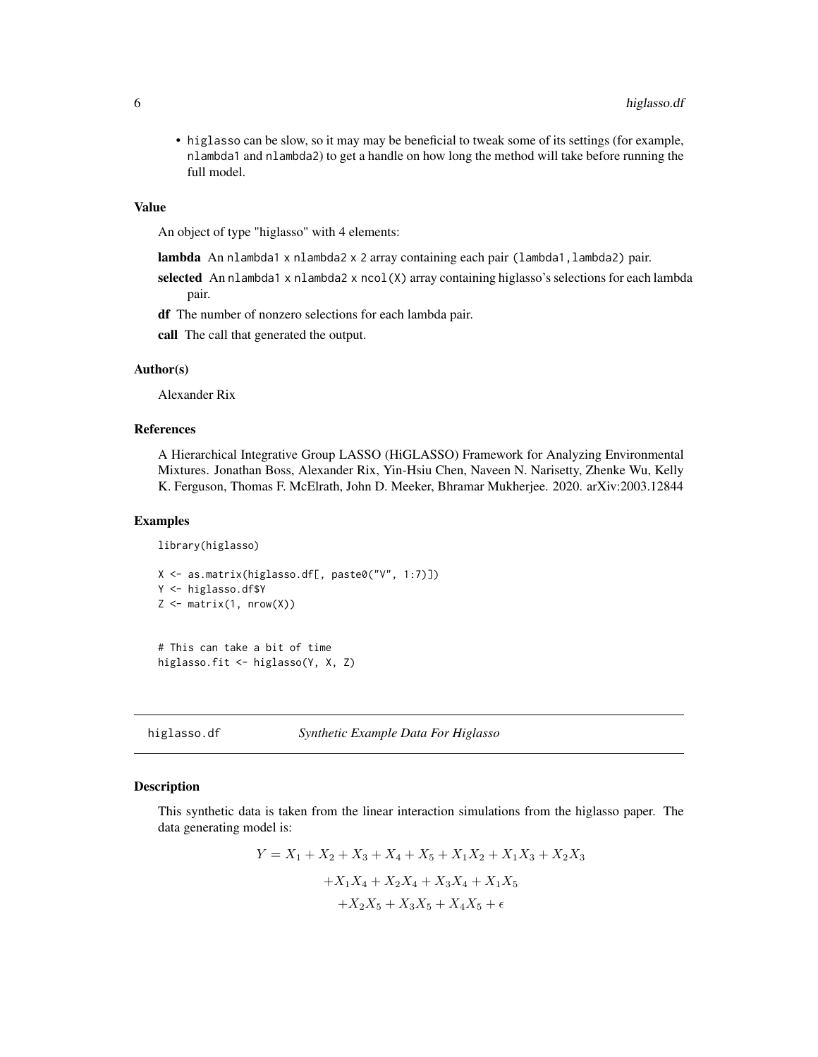- higlasso can be slow, so it may may be beneficial to tweak some of its settings (for example, nlambda1 and nlambda2) to get a handle on how long the method will take before running the full model.

### Value

An object of type "higlasso" with 4 elements:

**lambda** An nlambda1 x nlambda2 x 2 array containing each pair (lambda1,lambda2) pair.

**selected** An nlambda1 x nlambda2 x ncol(X) array containing higlasso's selections for each lambda pair.

**df** The number of nonzero selections for each lambda pair.

**call** The call that generated the output.

### Author(s)

Alexander Rix

### References

A Hierarchical Integrative Group LASSO (HiGLASSO) Framework for Analyzing Environmental Mixtures. Jonathan Boss, Alexander Rix, Yin-Hsiu Chen, Naveen N. Narisetty, Zhenke Wu, Kelly K. Ferguson, Thomas F. McElrath, John D. Meeker, Bhramar Mukherjee. 2020. arXiv:2003.12844

### Examples

```
library(higlasso)

X <- as.matrix(higlasso.df[, paste0("V", 1:7)])
Y <- higlasso.df$Y
Z <- matrix(1, nrow(X))


# This can take a bit of time
higlasso.fit <- higlasso(Y, X, Z)
```

---

## higlasso.df — *Synthetic Example Data For Higlasso*

### Description

This synthetic data is taken from the linear interaction simulations from the higlasso paper. The data generating model is:

$$Y = X_1 + X_2 + X_3 + X_4 + X_5 + X_1X_2 + X_1X_3 + X_2X_3$$
$$+X_1X_4 + X_2X_4 + X_3X_4 + X_1X_5$$
$$+X_2X_5 + X_3X_5 + X_4X_5 + \epsilon$$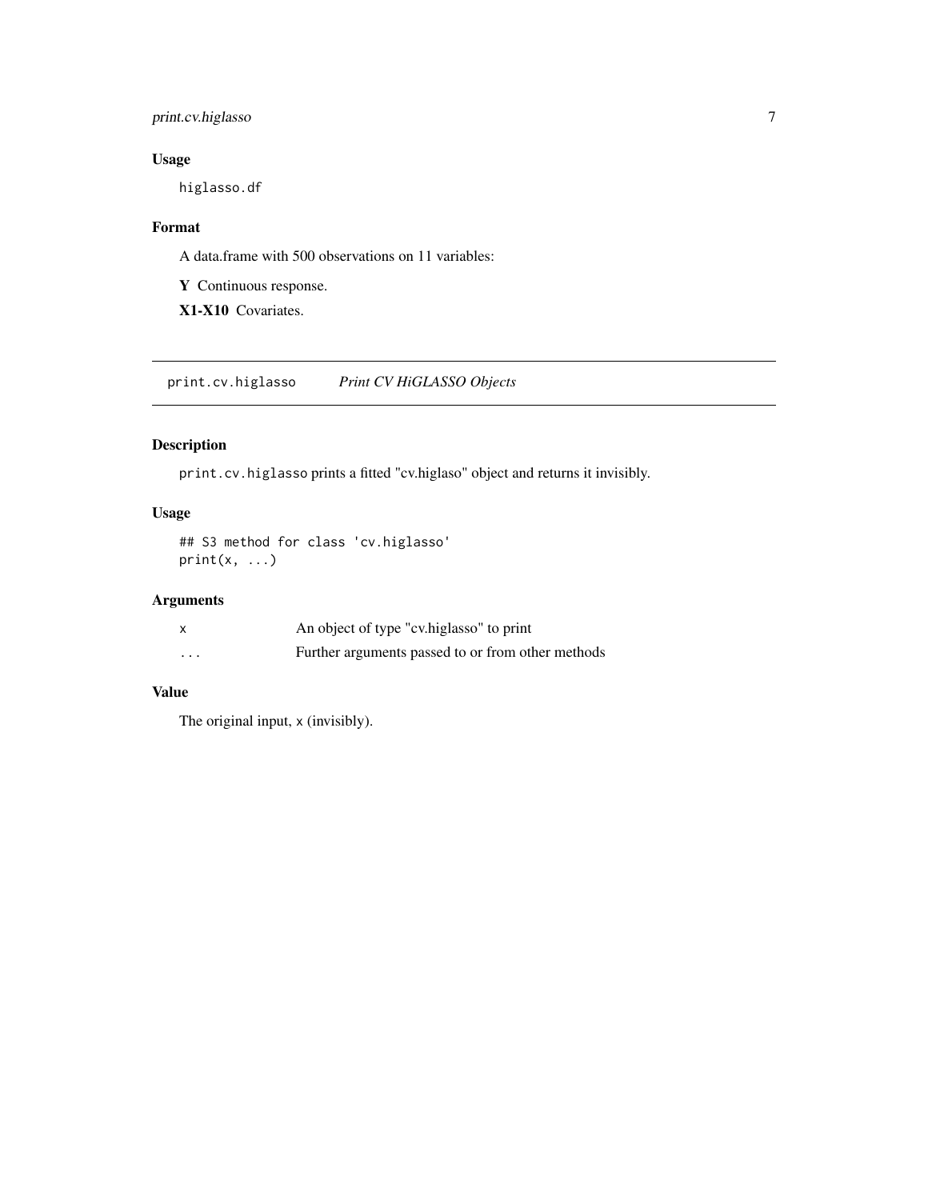### Usage

```
higlasso.df
```

### Format

A data.frame with 500 observations on 11 variables:

**Y** Continuous response.

**X1-X10** Covariates.

---

## print.cv.higlasso — *Print CV HiGLASSO Objects*

---

### Description

`print.cv.higlasso` prints a fitted "cv.higlaso" object and returns it invisibly.

### Usage

```
## S3 method for class 'cv.higlasso'
print(x, ...)
```

### Arguments

| | |
|---|---|
| `x` | An object of type "cv.higlasso" to print |
| `...` | Further arguments passed to or from other methods |

### Value

The original input, `x` (invisibly).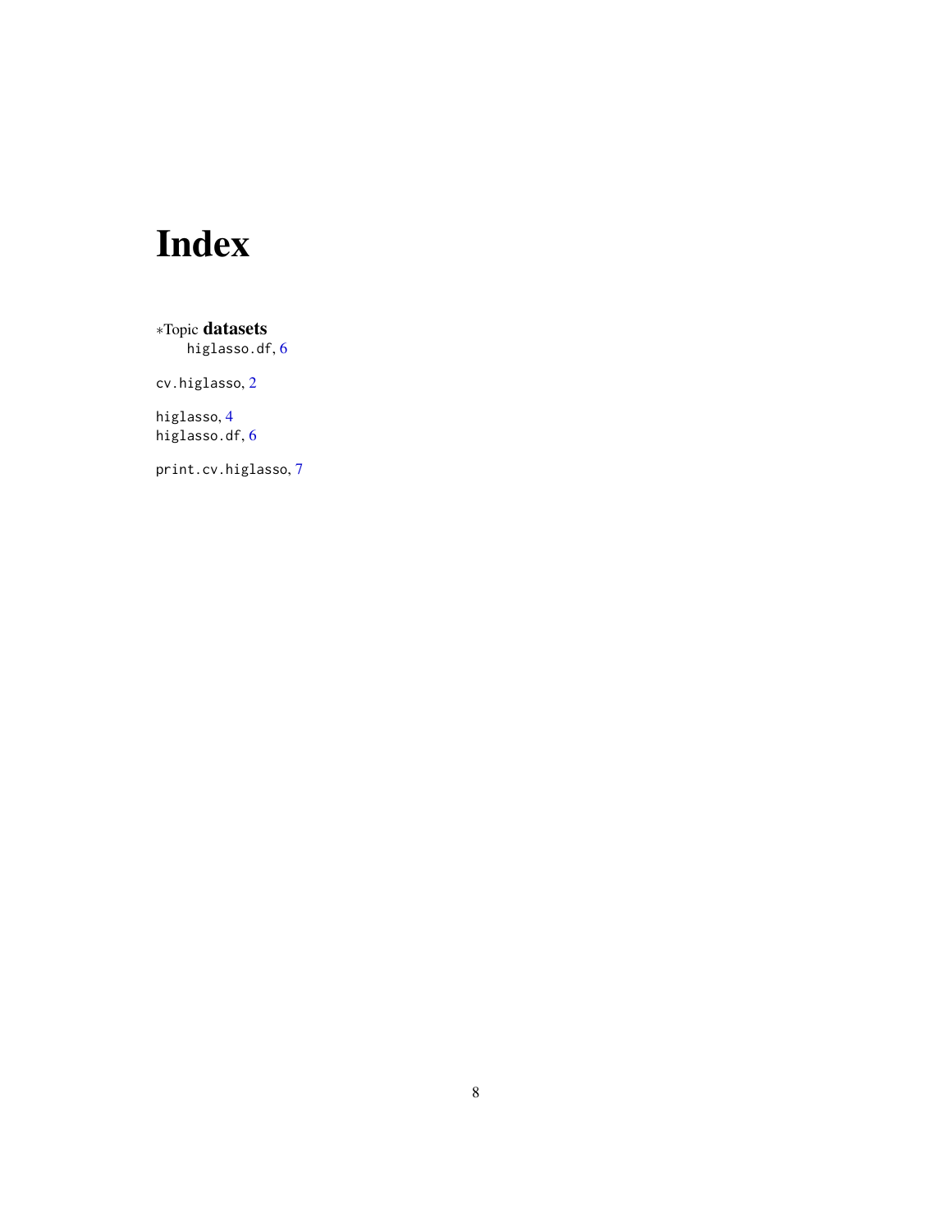# Index

∗Topic **datasets**
    higlasso.df, 6

cv.higlasso, 2

higlasso, 4
higlasso.df, 6

print.cv.higlasso, 7